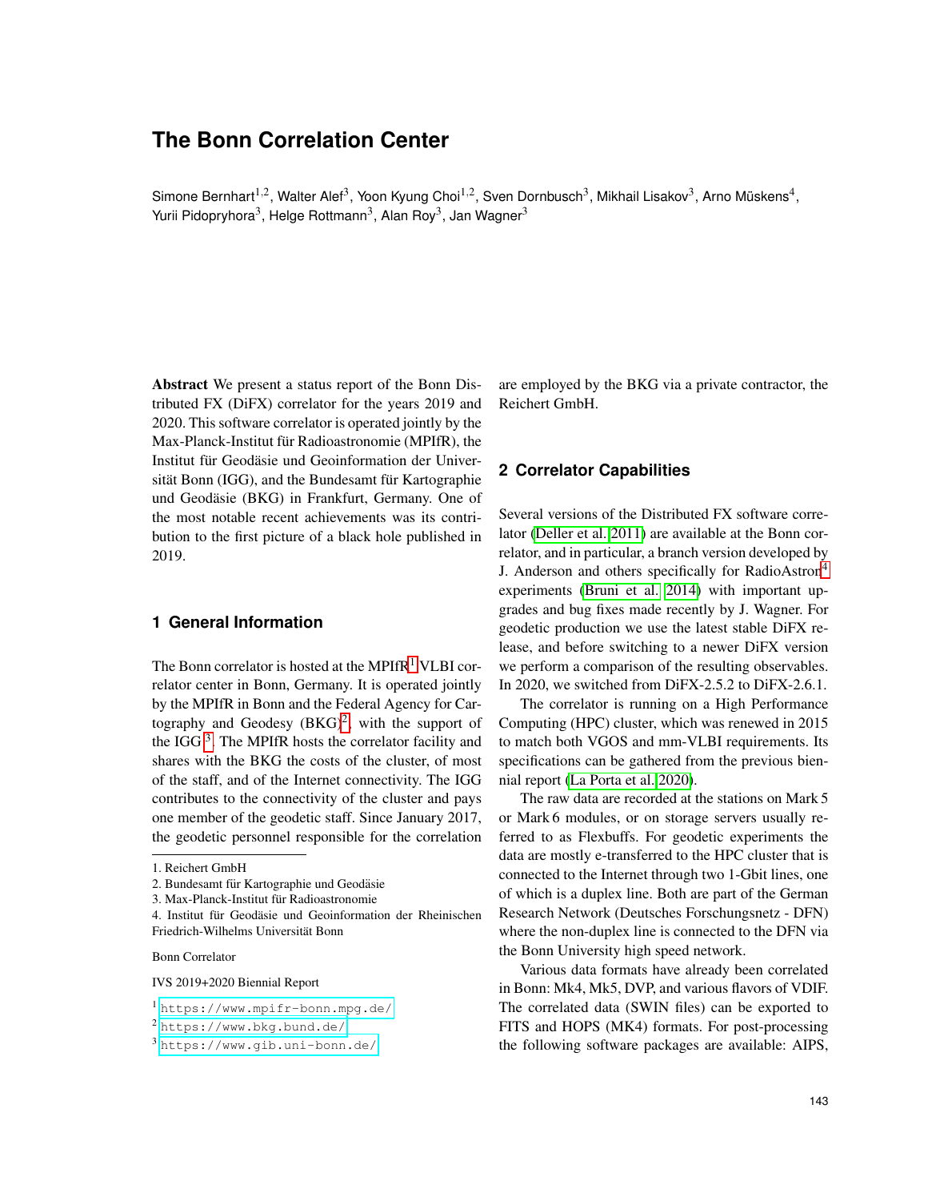# The Bonn Correlation Center

Simone Bernhart[1,2], Walter Alef[3], Yoon Kyung Choi[1,2], Sven Dornbusch[3], Mikhail Lisakov[3], Arno Müskens[4], Yurii Pidopryhora[3], Helge Rottmann[3], Alan Roy[3], Jan Wagner[3]

**Abstract** We present a status report of the Bonn Distributed FX (DiFX) correlator for the years 2019 and 2020. This software correlator is operated jointly by the Max-Planck-Institut für Radioastronomie (MPIfR), the Institut für Geodäsie und Geoinformation der Universität Bonn (IGG), and the Bundesamt für Kartographie und Geodäsie (BKG) in Frankfurt, Germany. One of the most notable recent achievements was its contribution to the first picture of a black hole published in 2019.

## 1 General Information

The Bonn correlator is hosted at the MPIfR[1] VLBI correlator center in Bonn, Germany. It is operated jointly by the MPIfR in Bonn and the Federal Agency for Cartography and Geodesy (BKG)[2], with the support of the IGG [3]. The MPIfR hosts the correlator facility and shares with the BKG the costs of the cluster, of most of the staff, and of the Internet connectivity. The IGG contributes to the connectivity of the cluster and pays one member of the geodetic staff. Since January 2017, the geodetic personnel responsible for the correlation are employed by the BKG via a private contractor, the Reichert GmbH.

1. Reichert GmbH
2. Bundesamt für Kartographie und Geodäsie
3. Max-Planck-Institut für Radioastronomie
4. Institut für Geodäsie und Geoinformation der Rheinischen Friedrich-Wilhelms Universität Bonn

Bonn Correlator

IVS 2019+2020 Biennial Report

[1] https://www.mpifr-bonn.mpg.de/
[2] https://www.bkg.bund.de/
[3] https://www.gib.uni-bonn.de/

## 2 Correlator Capabilities

Several versions of the Distributed FX software correlator (Deller et al. 2011) are available at the Bonn correlator, and in particular, a branch version developed by J. Anderson and others specifically for RadioAstron[4] experiments (Bruni et al. 2014) with important upgrades and bug fixes made recently by J. Wagner. For geodetic production we use the latest stable DiFX release, and before switching to a newer DiFX version we perform a comparison of the resulting observables. In 2020, we switched from DiFX-2.5.2 to DiFX-2.6.1.

The correlator is running on a High Performance Computing (HPC) cluster, which was renewed in 2015 to match both VGOS and mm-VLBI requirements. Its specifications can be gathered from the previous biennial report (La Porta et al. 2020).

The raw data are recorded at the stations on Mark 5 or Mark 6 modules, or on storage servers usually referred to as Flexbuffs. For geodetic experiments the data are mostly e-transferred to the HPC cluster that is connected to the Internet through two 1-Gbit lines, one of which is a duplex line. Both are part of the German Research Network (Deutsches Forschungsnetz - DFN) where the non-duplex line is connected to the DFN via the Bonn University high speed network.

Various data formats have already been correlated in Bonn: Mk4, Mk5, DVP, and various flavors of VDIF. The correlated data (SWIN files) can be exported to FITS and HOPS (MK4) formats. For post-processing the following software packages are available: AIPS,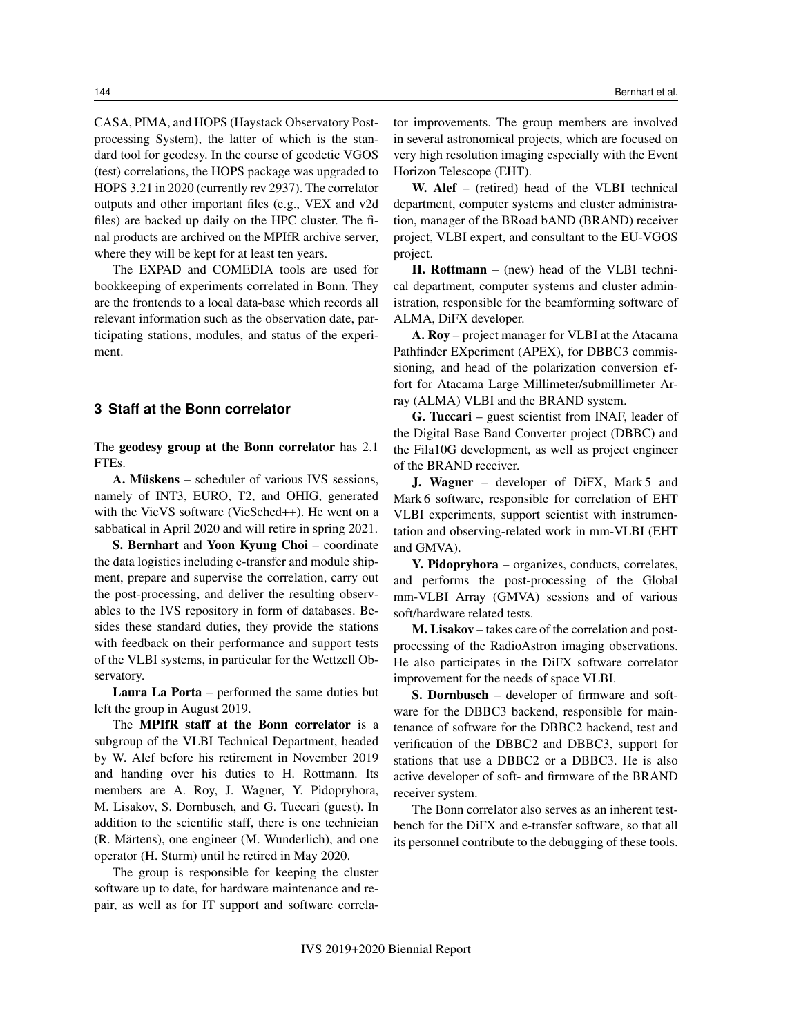CASA, PIMA, and HOPS (Haystack Observatory Post-processing System), the latter of which is the standard tool for geodesy. In the course of geodetic VGOS (test) correlations, the HOPS package was upgraded to HOPS 3.21 in 2020 (currently rev 2937). The correlator outputs and other important files (e.g., VEX and v2d files) are backed up daily on the HPC cluster. The final products are archived on the MPIfR archive server, where they will be kept for at least ten years.

The EXPAD and COMEDIA tools are used for bookkeeping of experiments correlated in Bonn. They are the frontends to a local data-base which records all relevant information such as the observation date, participating stations, modules, and status of the experiment.

## 3 Staff at the Bonn correlator

The **geodesy group at the Bonn correlator** has 2.1 FTEs.

**A. Müskens** – scheduler of various IVS sessions, namely of INT3, EURO, T2, and OHIG, generated with the VieVS software (VieSched++). He went on a sabbatical in April 2020 and will retire in spring 2021.

**S. Bernhart** and **Yoon Kyung Choi** – coordinate the data logistics including e-transfer and module shipment, prepare and supervise the correlation, carry out the post-processing, and deliver the resulting observables to the IVS repository in form of databases. Besides these standard duties, they provide the stations with feedback on their performance and support tests of the VLBI systems, in particular for the Wettzell Observatory.

**Laura La Porta** – performed the same duties but left the group in August 2019.

The **MPIfR staff at the Bonn correlator** is a subgroup of the VLBI Technical Department, headed by W. Alef before his retirement in November 2019 and handing over his duties to H. Rottmann. Its members are A. Roy, J. Wagner, Y. Pidopryhora, M. Lisakov, S. Dornbusch, and G. Tuccari (guest). In addition to the scientific staff, there is one technician (R. Märtens), one engineer (M. Wunderlich), and one operator (H. Sturm) until he retired in May 2020.

The group is responsible for keeping the cluster software up to date, for hardware maintenance and repair, as well as for IT support and software correlator improvements. The group members are involved in several astronomical projects, which are focused on very high resolution imaging especially with the Event Horizon Telescope (EHT).

**W. Alef** – (retired) head of the VLBI technical department, computer systems and cluster administration, manager of the BRoad bAND (BRAND) receiver project, VLBI expert, and consultant to the EU-VGOS project.

**H. Rottmann** – (new) head of the VLBI technical department, computer systems and cluster administration, responsible for the beamforming software of ALMA, DiFX developer.

**A. Roy** – project manager for VLBI at the Atacama Pathfinder EXperiment (APEX), for DBBC3 commissioning, and head of the polarization conversion effort for Atacama Large Millimeter/submillimeter Array (ALMA) VLBI and the BRAND system.

**G. Tuccari** – guest scientist from INAF, leader of the Digital Base Band Converter project (DBBC) and the Fila10G development, as well as project engineer of the BRAND receiver.

**J. Wagner** – developer of DiFX, Mark 5 and Mark 6 software, responsible for correlation of EHT VLBI experiments, support scientist with instrumentation and observing-related work in mm-VLBI (EHT and GMVA).

**Y. Pidopryhora** – organizes, conducts, correlates, and performs the post-processing of the Global mm-VLBI Array (GMVA) sessions and of various soft/hardware related tests.

**M. Lisakov** – takes care of the correlation and post-processing of the RadioAstron imaging observations. He also participates in the DiFX software correlator improvement for the needs of space VLBI.

**S. Dornbusch** – developer of firmware and software for the DBBC3 backend, responsible for maintenance of software for the DBBC2 backend, test and verification of the DBBC2 and DBBC3, support for stations that use a DBBC2 or a DBBC3. He is also active developer of soft- and firmware of the BRAND receiver system.

The Bonn correlator also serves as an inherent testbench for the DiFX and e-transfer software, so that all its personnel contribute to the debugging of these tools.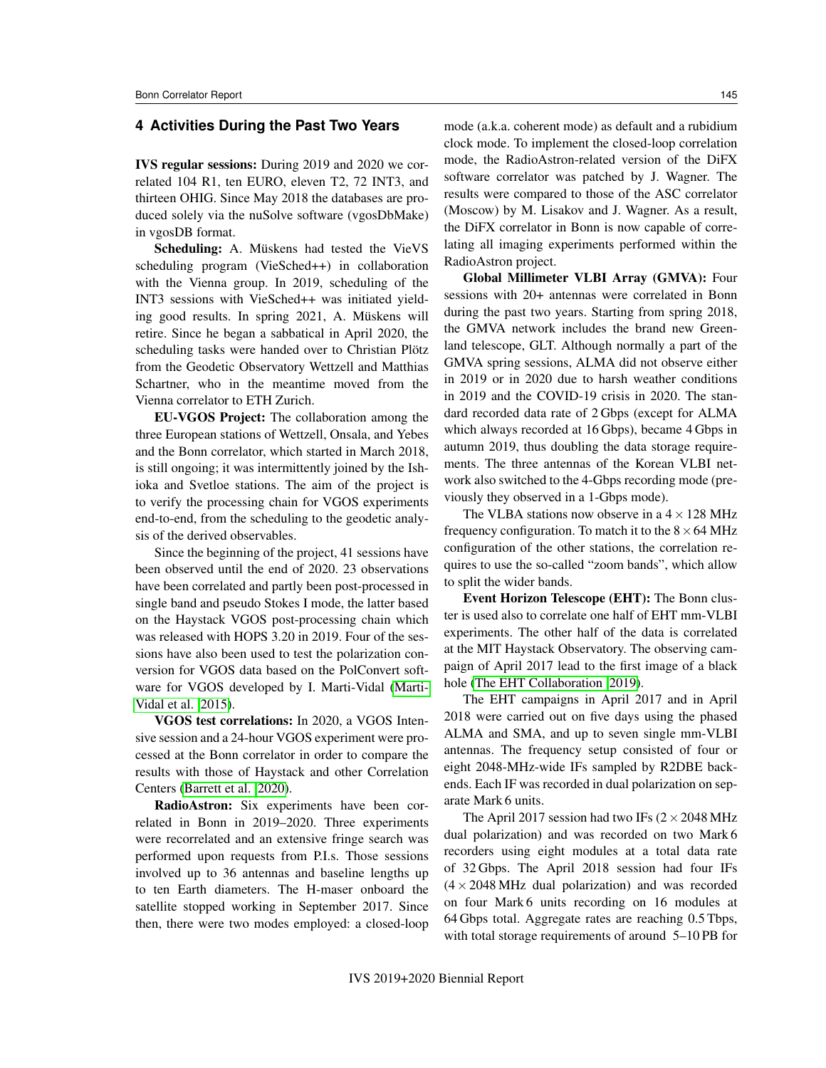## 4 Activities During the Past Two Years

**IVS regular sessions:** During 2019 and 2020 we correlated 104 R1, ten EURO, eleven T2, 72 INT3, and thirteen OHIG. Since May 2018 the databases are produced solely via the nuSolve software (vgosDbMake) in vgosDB format.

**Scheduling:** A. Müskens had tested the VieVS scheduling program (VieSched++) in collaboration with the Vienna group. In 2019, scheduling of the INT3 sessions with VieSched++ was initiated yielding good results. In spring 2021, A. Müskens will retire. Since he began a sabbatical in April 2020, the scheduling tasks were handed over to Christian Plötz from the Geodetic Observatory Wettzell and Matthias Schartner, who in the meantime moved from the Vienna correlator to ETH Zurich.

**EU-VGOS Project:** The collaboration among the three European stations of Wettzell, Onsala, and Yebes and the Bonn correlator, which started in March 2018, is still ongoing; it was intermittently joined by the Ishioka and Svetloe stations. The aim of the project is to verify the processing chain for VGOS experiments end-to-end, from the scheduling to the geodetic analysis of the derived observables.

Since the beginning of the project, 41 sessions have been observed until the end of 2020. 23 observations have been correlated and partly been post-processed in single band and pseudo Stokes I mode, the latter based on the Haystack VGOS post-processing chain which was released with HOPS 3.20 in 2019. Four of the sessions have also been used to test the polarization conversion for VGOS data based on the PolConvert software for VGOS developed by I. Marti-Vidal (Marti-Vidal et al. 2015).

**VGOS test correlations:** In 2020, a VGOS Intensive session and a 24-hour VGOS experiment were processed at the Bonn correlator in order to compare the results with those of Haystack and other Correlation Centers (Barrett et al. 2020).

**RadioAstron:** Six experiments have been correlated in Bonn in 2019–2020. Three experiments were recorrelated and an extensive fringe search was performed upon requests from P.I.s. Those sessions involved up to 36 antennas and baseline lengths up to ten Earth diameters. The H-maser onboard the satellite stopped working in September 2017. Since then, there were two modes employed: a closed-loop mode (a.k.a. coherent mode) as default and a rubidium clock mode. To implement the closed-loop correlation mode, the RadioAstron-related version of the DiFX software correlator was patched by J. Wagner. The results were compared to those of the ASC correlator (Moscow) by M. Lisakov and J. Wagner. As a result, the DiFX correlator in Bonn is now capable of correlating all imaging experiments performed within the RadioAstron project.

**Global Millimeter VLBI Array (GMVA):** Four sessions with 20+ antennas were correlated in Bonn during the past two years. Starting from spring 2018, the GMVA network includes the brand new Greenland telescope, GLT. Although normally a part of the GMVA spring sessions, ALMA did not observe either in 2019 or in 2020 due to harsh weather conditions in 2019 and the COVID-19 crisis in 2020. The standard recorded data rate of 2 Gbps (except for ALMA which always recorded at 16 Gbps), became 4 Gbps in autumn 2019, thus doubling the data storage requirements. The three antennas of the Korean VLBI network also switched to the 4-Gbps recording mode (previously they observed in a 1-Gbps mode).

The VLBA stations now observe in a $4 \times 128$ MHz frequency configuration. To match it to the $8 \times 64$ MHz configuration of the other stations, the correlation requires to use the so-called "zoom bands", which allow to split the wider bands.

**Event Horizon Telescope (EHT):** The Bonn cluster is used also to correlate one half of EHT mm-VLBI experiments. The other half of the data is correlated at the MIT Haystack Observatory. The observing campaign of April 2017 lead to the first image of a black hole (The EHT Collaboration 2019).

The EHT campaigns in April 2017 and in April 2018 were carried out on five days using the phased ALMA and SMA, and up to seven single mm-VLBI antennas. The frequency setup consisted of four or eight 2048-MHz-wide IFs sampled by R2DBE backends. Each IF was recorded in dual polarization on separate Mark 6 units.

The April 2017 session had two IFs ($2 \times 2048$ MHz dual polarization) and was recorded on two Mark 6 recorders using eight modules at a total data rate of 32 Gbps. The April 2018 session had four IFs ($4 \times 2048$ MHz dual polarization) and was recorded on four Mark 6 units recording on 16 modules at 64 Gbps total. Aggregate rates are reaching 0.5 Tbps, with total storage requirements of around 5–10 PB for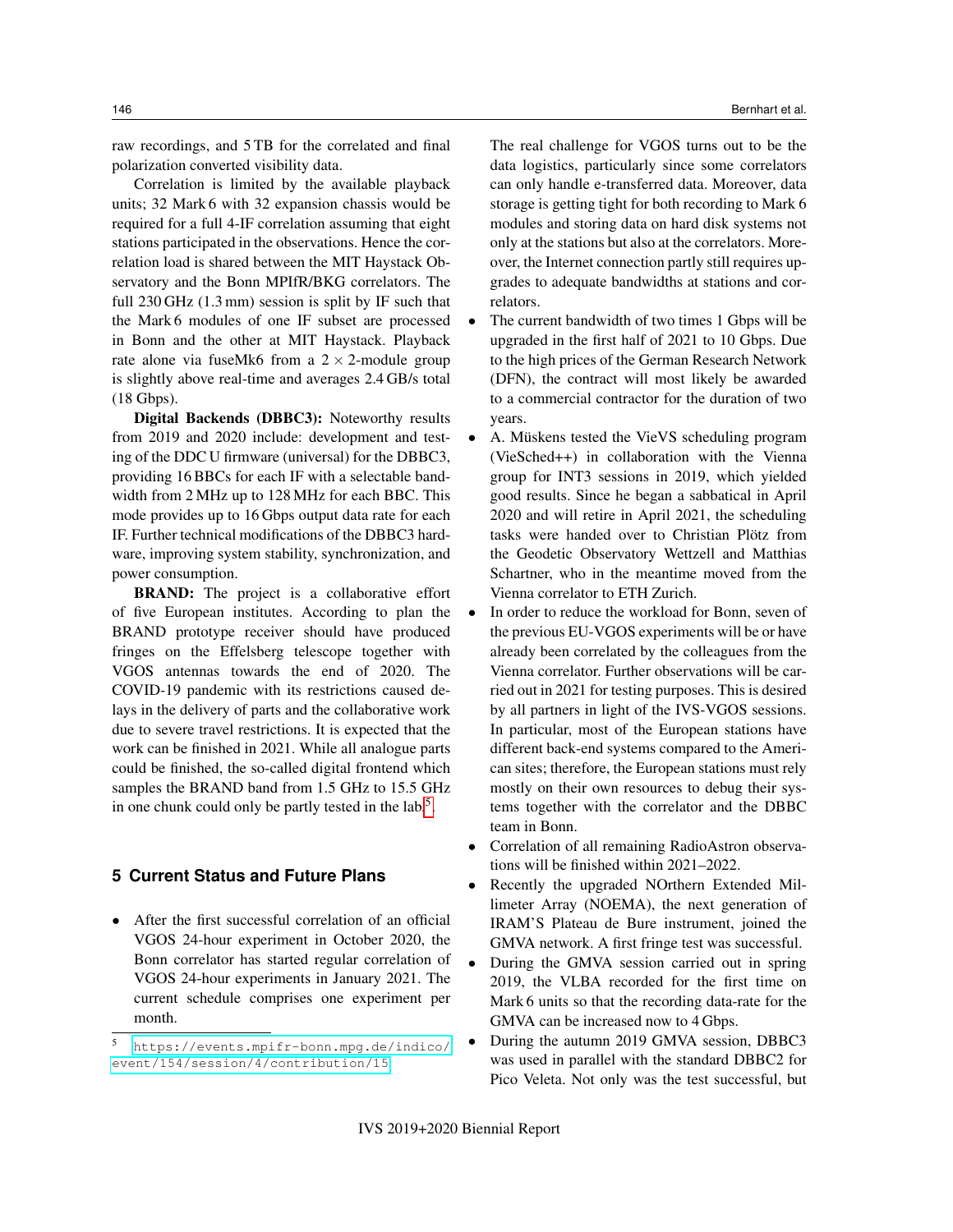raw recordings, and 5 TB for the correlated and final polarization converted visibility data.

Correlation is limited by the available playback units; 32 Mark 6 with 32 expansion chassis would be required for a full 4-IF correlation assuming that eight stations participated in the observations. Hence the correlation load is shared between the MIT Haystack Observatory and the Bonn MPIfR/BKG correlators. The full 230 GHz (1.3 mm) session is split by IF such that the Mark 6 modules of one IF subset are processed in Bonn and the other at MIT Haystack. Playback rate alone via fuseMk6 from a $2 \times 2$-module group is slightly above real-time and averages 2.4 GB/s total (18 Gbps).

**Digital Backends (DBBC3):** Noteworthy results from 2019 and 2020 include: development and testing of the DDC U firmware (universal) for the DBBC3, providing 16 BBCs for each IF with a selectable bandwidth from 2 MHz up to 128 MHz for each BBC. This mode provides up to 16 Gbps output data rate for each IF. Further technical modifications of the DBBC3 hardware, improving system stability, synchronization, and power consumption.

**BRAND:** The project is a collaborative effort of five European institutes. According to plan the BRAND prototype receiver should have produced fringes on the Effelsberg telescope together with VGOS antennas towards the end of 2020. The COVID-19 pandemic with its restrictions caused delays in the delivery of parts and the collaborative work due to severe travel restrictions. It is expected that the work can be finished in 2021. While all analogue parts could be finished, the so-called digital frontend which samples the BRAND band from 1.5 GHz to 15.5 GHz in one chunk could only be partly tested in the lab[5].

## 5 Current Status and Future Plans

- After the first successful correlation of an official VGOS 24-hour experiment in October 2020, the Bonn correlator has started regular correlation of VGOS 24-hour experiments in January 2021. The current schedule comprises one experiment per month.

  The real challenge for VGOS turns out to be the data logistics, particularly since some correlators can only handle e-transferred data. Moreover, data storage is getting tight for both recording to Mark 6 modules and storing data on hard disk systems not only at the stations but also at the correlators. Moreover, the Internet connection partly still requires upgrades to adequate bandwidths at stations and correlators.
- The current bandwidth of two times 1 Gbps will be upgraded in the first half of 2021 to 10 Gbps. Due to the high prices of the German Research Network (DFN), the contract will most likely be awarded to a commercial contractor for the duration of two years.
- A. Müskens tested the VieVS scheduling program (VieSched++) in collaboration with the Vienna group for INT3 sessions in 2019, which yielded good results. Since he began a sabbatical in April 2020 and will retire in April 2021, the scheduling tasks were handed over to Christian Plötz from the Geodetic Observatory Wettzell and Matthias Schartner, who in the meantime moved from the Vienna correlator to ETH Zurich.
- In order to reduce the workload for Bonn, seven of the previous EU-VGOS experiments will be or have already been correlated by the colleagues from the Vienna correlator. Further observations will be carried out in 2021 for testing purposes. This is desired by all partners in light of the IVS-VGOS sessions. In particular, most of the European stations have different back-end systems compared to the American sites; therefore, the European stations must rely mostly on their own resources to debug their systems together with the correlator and the DBBC team in Bonn.
- Correlation of all remaining RadioAstron observations will be finished within 2021–2022.
- Recently the upgraded NOrthern Extended Millimeter Array (NOEMA), the next generation of IRAM'S Plateau de Bure instrument, joined the GMVA network. A first fringe test was successful.
- During the GMVA session carried out in spring 2019, the VLBA recorded for the first time on Mark 6 units so that the recording data-rate for the GMVA can be increased now to 4 Gbps.
- During the autumn 2019 GMVA session, DBBC3 was used in parallel with the standard DBBC2 for Pico Veleta. Not only was the test successful, but

[5] https://events.mpifr-bonn.mpg.de/indico/event/154/session/4/contribution/15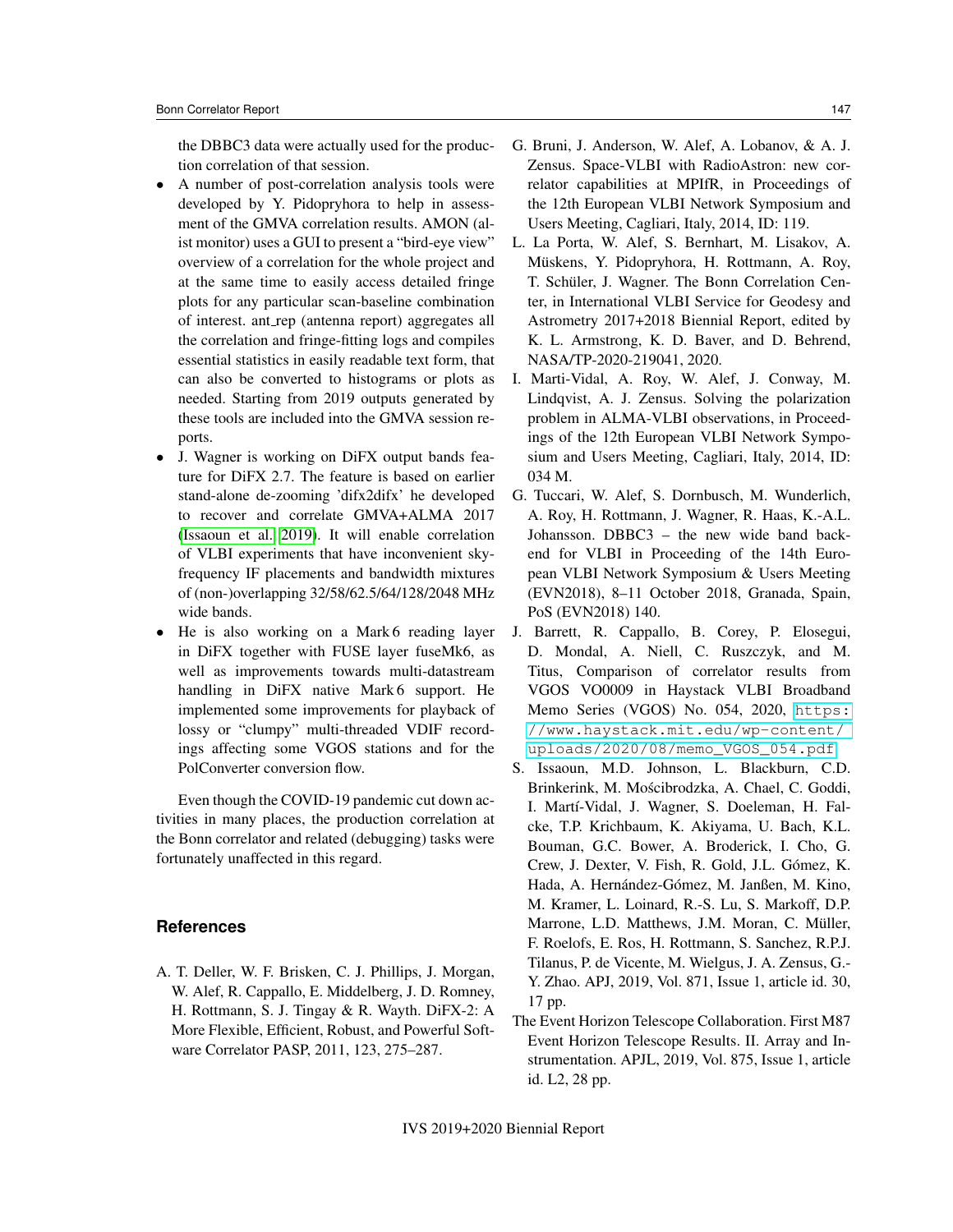the DBBC3 data were actually used for the production correlation of that session.

- A number of post-correlation analysis tools were developed by Y. Pidopryhora to help in assessment of the GMVA correlation results. AMON (alist monitor) uses a GUI to present a "bird-eye view" overview of a correlation for the whole project and at the same time to easily access detailed fringe plots for any particular scan-baseline combination of interest. ant_rep (antenna report) aggregates all the correlation and fringe-fitting logs and compiles essential statistics in easily readable text form, that can also be converted to histograms or plots as needed. Starting from 2019 outputs generated by these tools are included into the GMVA session reports.
- J. Wagner is working on DiFX output bands feature for DiFX 2.7. The feature is based on earlier stand-alone de-zooming 'difx2difx' he developed to recover and correlate GMVA+ALMA 2017 (Issaoun et al. 2019). It will enable correlation of VLBI experiments that have inconvenient sky-frequency IF placements and bandwidth mixtures of (non-)overlapping 32/58/62.5/64/128/2048 MHz wide bands.
- He is also working on a Mark 6 reading layer in DiFX together with FUSE layer fuseMk6, as well as improvements towards multi-datastream handling in DiFX native Mark 6 support. He implemented some improvements for playback of lossy or "clumpy" multi-threaded VDIF recordings affecting some VGOS stations and for the PolConverter conversion flow.

Even though the COVID-19 pandemic cut down activities in many places, the production correlation at the Bonn correlator and related (debugging) tasks were fortunately unaffected in this regard.

## References

A. T. Deller, W. F. Brisken, C. J. Phillips, J. Morgan, W. Alef, R. Cappallo, E. Middelberg, J. D. Romney, H. Rottmann, S. J. Tingay & R. Wayth. DiFX-2: A More Flexible, Efficient, Robust, and Powerful Software Correlator PASP, 2011, 123, 275–287.

G. Bruni, J. Anderson, W. Alef, A. Lobanov, & A. J. Zensus. Space-VLBI with RadioAstron: new correlator capabilities at MPIfR, in Proceedings of the 12th European VLBI Network Symposium and Users Meeting, Cagliari, Italy, 2014, ID: 119.

L. La Porta, W. Alef, S. Bernhart, M. Lisakov, A. Müskens, Y. Pidopryhora, H. Rottmann, A. Roy, T. Schüler, J. Wagner. The Bonn Correlation Center, in International VLBI Service for Geodesy and Astrometry 2017+2018 Biennial Report, edited by K. L. Armstrong, K. D. Baver, and D. Behrend, NASA/TP-2020-219041, 2020.

I. Marti-Vidal, A. Roy, W. Alef, J. Conway, M. Lindqvist, A. J. Zensus. Solving the polarization problem in ALMA-VLBI observations, in Proceedings of the 12th European VLBI Network Symposium and Users Meeting, Cagliari, Italy, 2014, ID: 034 M.

G. Tuccari, W. Alef, S. Dornbusch, M. Wunderlich, A. Roy, H. Rottmann, J. Wagner, R. Haas, K.-A.L. Johansson. DBBC3 – the new wide band backend for VLBI in Proceeding of the 14th European VLBI Network Symposium & Users Meeting (EVN2018), 8–11 October 2018, Granada, Spain, PoS (EVN2018) 140.

J. Barrett, R. Cappallo, B. Corey, P. Elosegui, D. Mondal, A. Niell, C. Ruszczyk, and M. Titus, Comparison of correlator results from VGOS VO0009 in Haystack VLBI Broadband Memo Series (VGOS) No. 054, 2020, https://www.haystack.mit.edu/wp-content/uploads/2020/08/memo_VGOS_054.pdf

S. Issaoun, M.D. Johnson, L. Blackburn, C.D. Brinkerink, M. Mościbrodzka, A. Chael, C. Goddi, I. Martí-Vidal, J. Wagner, S. Doeleman, H. Falcke, T.P. Krichbaum, K. Akiyama, U. Bach, K.L. Bouman, G.C. Bower, A. Broderick, I. Cho, G. Crew, J. Dexter, V. Fish, R. Gold, J.L. Gómez, K. Hada, A. Hernández-Gómez, M. Janßen, M. Kino, M. Kramer, L. Loinard, R.-S. Lu, S. Markoff, D.P. Marrone, L.D. Matthews, J.M. Moran, C. Müller, F. Roelofs, E. Ros, H. Rottmann, S. Sanchez, R.P.J. Tilanus, P. de Vicente, M. Wielgus, J. A. Zensus, G.-Y. Zhao. APJ, 2019, Vol. 871, Issue 1, article id. 30, 17 pp.

The Event Horizon Telescope Collaboration. First M87 Event Horizon Telescope Results. II. Array and Instrumentation. APJL, 2019, Vol. 875, Issue 1, article id. L2, 28 pp.